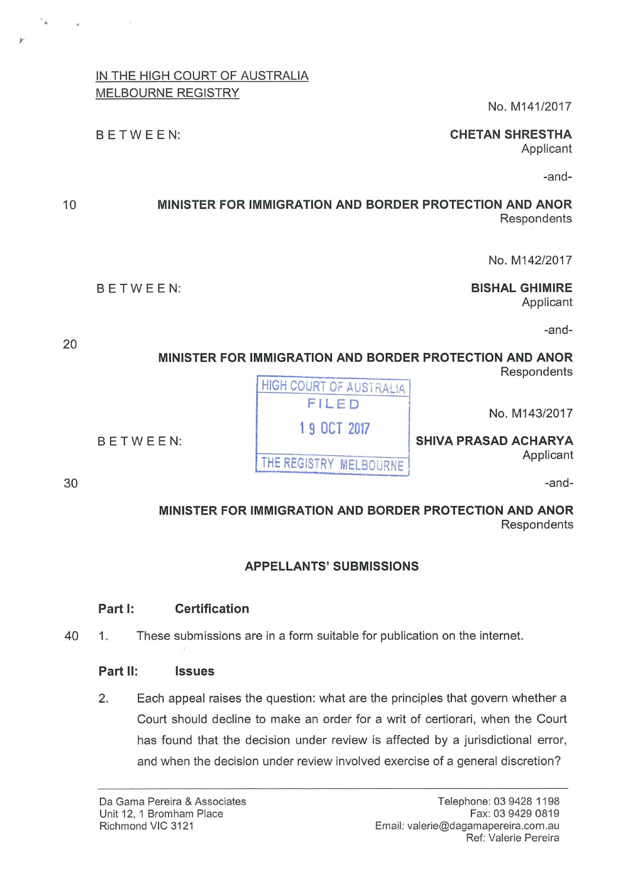IN THE HIGH COURT OF AUSTRALIA
MELBOURNE REGISTRY

No. M141/2017

BETWEEN:

**CHETAN SHRESTHA**
Applicant

-and-

**MINISTER FOR IMMIGRATION AND BORDER PROTECTION AND ANOR**
Respondents

No. M142/2017

BETWEEN:

**BISHAL GHIMIRE**
Applicant

-and-

**MINISTER FOR IMMIGRATION AND BORDER PROTECTION AND ANOR**
Respondents

HIGH COURT OF AUSTRALIA
FILED
19 OCT 2017
THE REGISTRY MELBOURNE

No. M143/2017

BETWEEN:

**SHIVA PRASAD ACHARYA**
Applicant

-and-

**MINISTER FOR IMMIGRATION AND BORDER PROTECTION AND ANOR**
Respondents

## APPELLANTS' SUBMISSIONS

### Part I: Certification

1. These submissions are in a form suitable for publication on the internet.

### Part II: Issues

2. Each appeal raises the question: what are the principles that govern whether a Court should decline to make an order for a writ of certiorari, when the Court has found that the decision under review is affected by a jurisdictional error, and when the decision under review involved exercise of a general discretion?

Da Gama Pereira & Associates
Unit 12, 1 Bromham Place
Richmond VIC 3121

Telephone: 03 9428 1198
Fax: 03 9429 0819
Email: valerie@dagamapereira.com.au
Ref: Valerie Pereira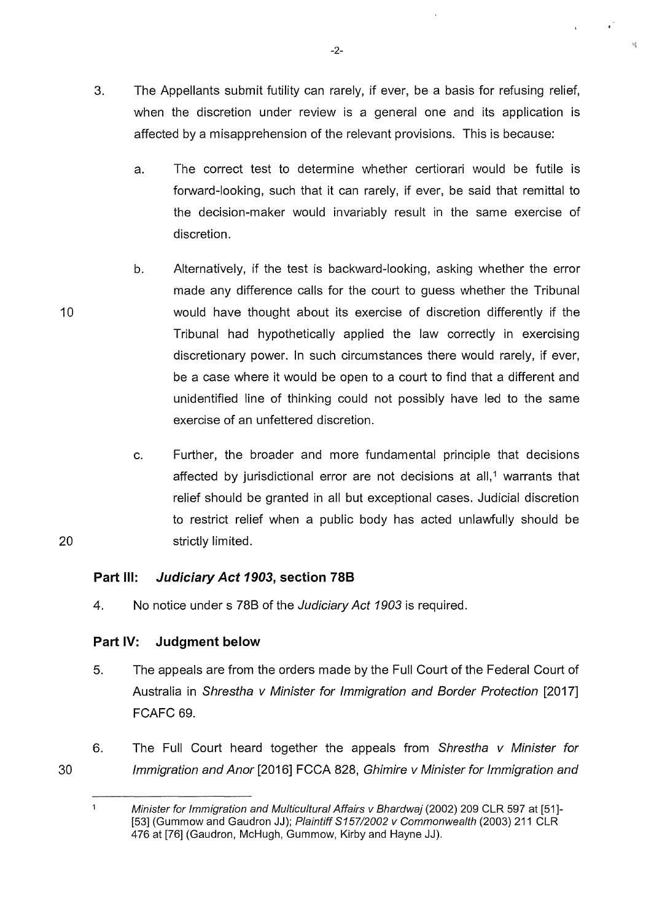3. The Appellants submit futility can rarely, if ever, be a basis for refusing relief, when the discretion under review is a general one and its application is affected by a misapprehension of the relevant provisions. This is because:

   a. The correct test to determine whether certiorari would be futile is forward-looking, such that it can rarely, if ever, be said that remittal to the decision-maker would invariably result in the same exercise of discretion.

   b. Alternatively, if the test is backward-looking, asking whether the error made any difference calls for the court to guess whether the Tribunal would have thought about its exercise of discretion differently if the Tribunal had hypothetically applied the law correctly in exercising discretionary power. In such circumstances there would rarely, if ever, be a case where it would be open to a court to find that a different and unidentified line of thinking could not possibly have led to the same exercise of an unfettered discretion.

   c. Further, the broader and more fundamental principle that decisions affected by jurisdictional error are not decisions at all,[1] warrants that relief should be granted in all but exceptional cases. Judicial discretion to restrict relief when a public body has acted unlawfully should be strictly limited.

## Part III: *Judiciary Act 1903*, section 78B

4. No notice under s 78B of the *Judiciary Act 1903* is required.

## Part IV: Judgment below

5. The appeals are from the orders made by the Full Court of the Federal Court of Australia in *Shrestha v Minister for Immigration and Border Protection* [2017] FCAFC 69.

6. The Full Court heard together the appeals from *Shrestha v Minister for Immigration and Anor* [2016] FCCA 828, *Ghimire v Minister for Immigration and*

---

[1] *Minister for Immigration and Multicultural Affairs v Bhardwaj* (2002) 209 CLR 597 at [51]-[53] (Gummow and Gaudron JJ); *Plaintiff S157/2002 v Commonwealth* (2003) 211 CLR 476 at [76] (Gaudron, McHugh, Gummow, Kirby and Hayne JJ).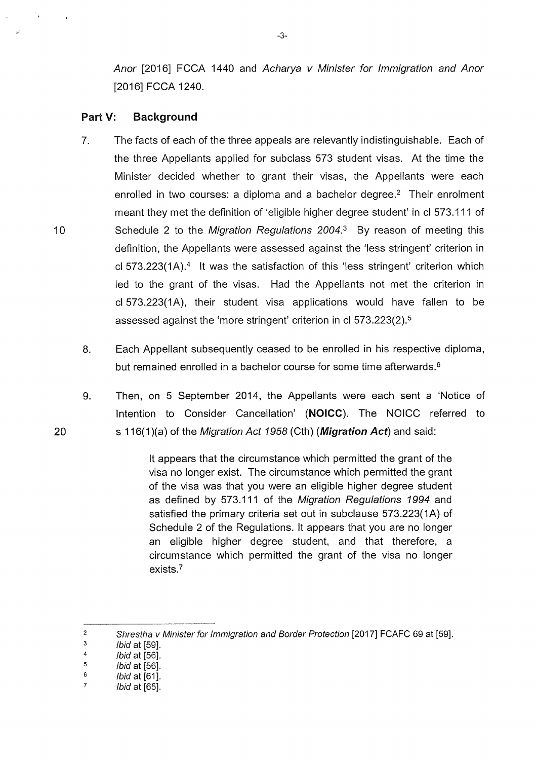*Anor* [2016] FCCA 1440 and *Acharya v Minister for Immigration and Anor* [2016] FCCA 1240.

## Part V: Background

7. The facts of each of the three appeals are relevantly indistinguishable. Each of the three Appellants applied for subclass 573 student visas. At the time the Minister decided whether to grant their visas, the Appellants were each enrolled in two courses: a diploma and a bachelor degree.[2] Their enrolment meant they met the definition of 'eligible higher degree student' in cl 573.111 of Schedule 2 to the *Migration Regulations 2004*.[3] By reason of meeting this definition, the Appellants were assessed against the 'less stringent' criterion in cl 573.223(1A).[4] It was the satisfaction of this 'less stringent' criterion which led to the grant of the visas. Had the Appellants not met the criterion in cl 573.223(1A), their student visa applications would have fallen to be assessed against the 'more stringent' criterion in cl 573.223(2).[5]

8. Each Appellant subsequently ceased to be enrolled in his respective diploma, but remained enrolled in a bachelor course for some time afterwards.[6]

9. Then, on 5 September 2014, the Appellants were each sent a 'Notice of Intention to Consider Cancellation' (**NOICC**). The NOICC referred to s 116(1)(a) of the *Migration Act 1958* (Cth) (***Migration Act***) and said:

> It appears that the circumstance which permitted the grant of the visa no longer exist. The circumstance which permitted the grant of the visa was that you were an eligible higher degree student as defined by 573.111 of the *Migration Regulations 1994* and satisfied the primary criteria set out in subclause 573.223(1A) of Schedule 2 of the Regulations. It appears that you are no longer an eligible higher degree student, and that therefore, a circumstance which permitted the grant of the visa no longer exists.[7]

---

[2] *Shrestha v Minister for Immigration and Border Protection* [2017] FCAFC 69 at [59].
[3] *Ibid* at [59].
[4] *Ibid* at [56].
[5] *Ibid* at [56].
[6] *Ibid* at [61].
[7] *Ibid* at [65].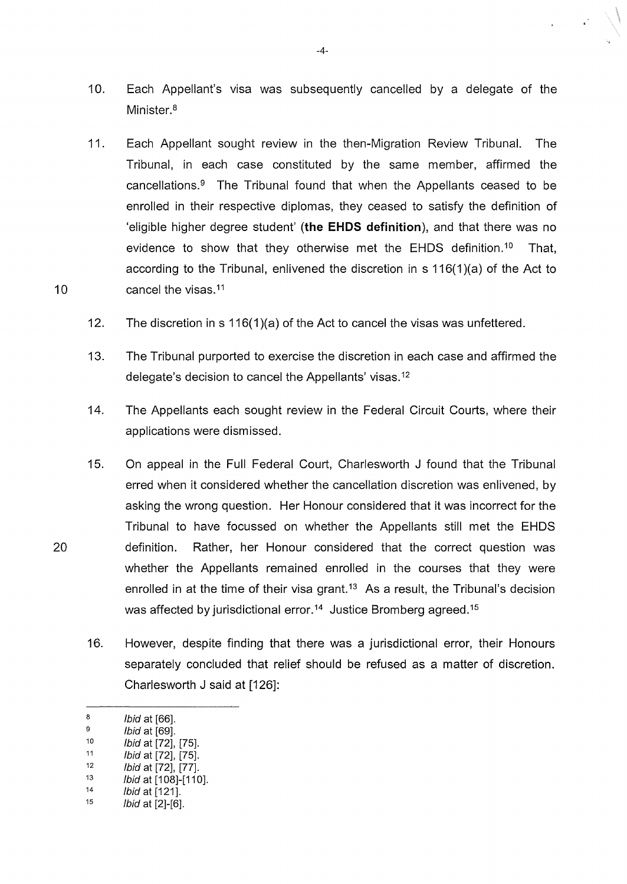10. Each Appellant's visa was subsequently cancelled by a delegate of the Minister.[8]

11. Each Appellant sought review in the then-Migration Review Tribunal. The Tribunal, in each case constituted by the same member, affirmed the cancellations.[9] The Tribunal found that when the Appellants ceased to be enrolled in their respective diplomas, they ceased to satisfy the definition of 'eligible higher degree student' (**the EHDS definition**), and that there was no evidence to show that they otherwise met the EHDS definition.[10] That, according to the Tribunal, enlivened the discretion in s 116(1)(a) of the Act to cancel the visas.[11]

12. The discretion in s 116(1)(a) of the Act to cancel the visas was unfettered.

13. The Tribunal purported to exercise the discretion in each case and affirmed the delegate's decision to cancel the Appellants' visas.[12]

14. The Appellants each sought review in the Federal Circuit Courts, where their applications were dismissed.

15. On appeal in the Full Federal Court, Charlesworth J found that the Tribunal erred when it considered whether the cancellation discretion was enlivened, by asking the wrong question. Her Honour considered that it was incorrect for the Tribunal to have focussed on whether the Appellants still met the EHDS definition. Rather, her Honour considered that the correct question was whether the Appellants remained enrolled in the courses that they were enrolled in at the time of their visa grant.[13] As a result, the Tribunal's decision was affected by jurisdictional error.[14] Justice Bromberg agreed.[15]

16. However, despite finding that there was a jurisdictional error, their Honours separately concluded that relief should be refused as a matter of discretion. Charlesworth J said at [126]:

---

[8] *Ibid* at [66].
[9] *Ibid* at [69].
[10] *Ibid* at [72], [75].
[11] *Ibid* at [72], [75].
[12] *Ibid* at [72], [77].
[13] *Ibid* at [108]-[110].
[14] *Ibid* at [121].
[15] *Ibid* at [2]-[6].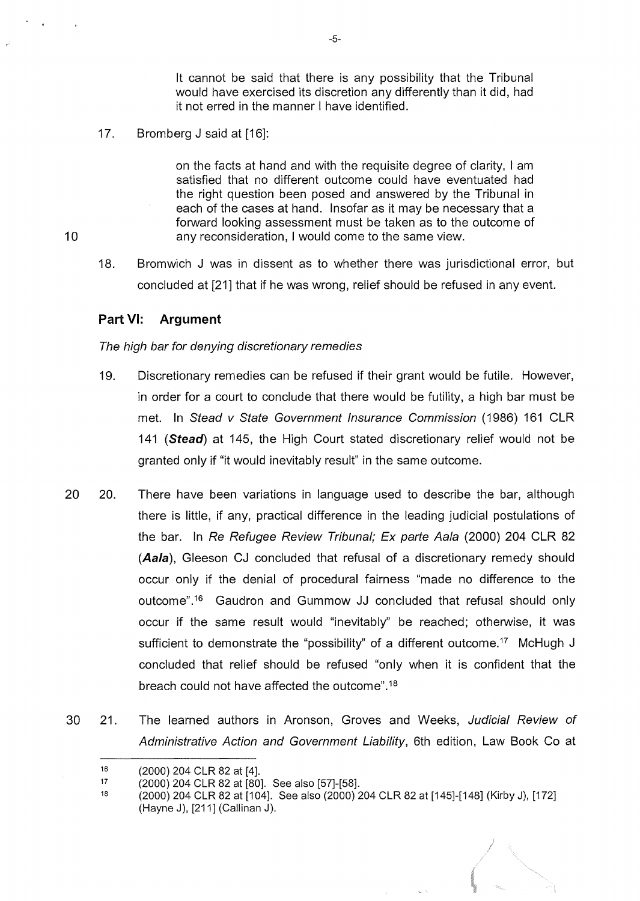> It cannot be said that there is any possibility that the Tribunal would have exercised its discretion any differently than it did, had it not erred in the manner I have identified.

17. Bromberg J said at [16]:

> on the facts at hand and with the requisite degree of clarity, I am satisfied that no different outcome could have eventuated had the right question been posed and answered by the Tribunal in each of the cases at hand. Insofar as it may be necessary that a forward looking assessment must be taken as to the outcome of any reconsideration, I would come to the same view.

18. Bromwich J was in dissent as to whether there was jurisdictional error, but concluded at [21] that if he was wrong, relief should be refused in any event.

## Part VI: Argument

*The high bar for denying discretionary remedies*

19. Discretionary remedies can be refused if their grant would be futile. However, in order for a court to conclude that there would be futility, a high bar must be met. In *Stead v State Government Insurance Commission* (1986) 161 CLR 141 (***Stead***) at 145, the High Court stated discretionary relief would not be granted only if "it would inevitably result" in the same outcome.

20. There have been variations in language used to describe the bar, although there is little, if any, practical difference in the leading judicial postulations of the bar. In *Re Refugee Review Tribunal; Ex parte Aala* (2000) 204 CLR 82 (***Aala***), Gleeson CJ concluded that refusal of a discretionary remedy should occur only if the denial of procedural fairness "made no difference to the outcome".[16] Gaudron and Gummow JJ concluded that refusal should only occur if the same result would "inevitably" be reached; otherwise, it was sufficient to demonstrate the "possibility" of a different outcome.[17] McHugh J concluded that relief should be refused "only when it is confident that the breach could not have affected the outcome".[18]

21. The learned authors in Aronson, Groves and Weeks, *Judicial Review of Administrative Action and Government Liability*, 6th edition, Law Book Co at

---

[16] (2000) 204 CLR 82 at [4].

[17] (2000) 204 CLR 82 at [80]. See also [57]-[58].

[18] (2000) 204 CLR 82 at [104]. See also (2000) 204 CLR 82 at [145]-[148] (Kirby J), [172] (Hayne J), [211] (Callinan J).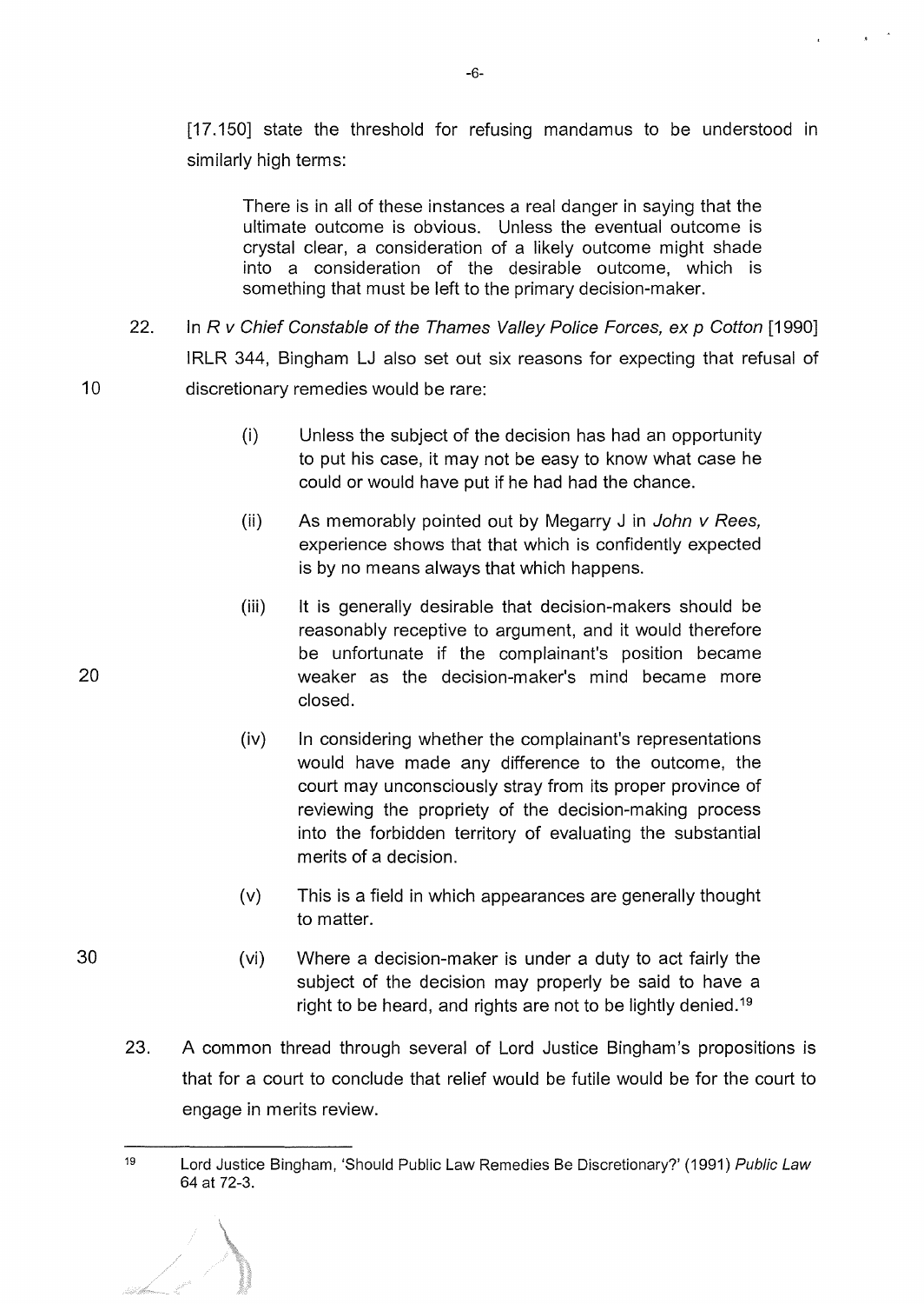[17.150] state the threshold for refusing mandamus to be understood in similarly high terms:

> There is in all of these instances a real danger in saying that the ultimate outcome is obvious. Unless the eventual outcome is crystal clear, a consideration of a likely outcome might shade into a consideration of the desirable outcome, which is something that must be left to the primary decision-maker.

22. In *R v Chief Constable of the Thames Valley Police Forces, ex p Cotton* [1990] IRLR 344, Bingham LJ also set out six reasons for expecting that refusal of discretionary remedies would be rare:

> (i) Unless the subject of the decision has had an opportunity to put his case, it may not be easy to know what case he could or would have put if he had had the chance.
>
> (ii) As memorably pointed out by Megarry J in *John v Rees,* experience shows that that which is confidently expected is by no means always that which happens.
>
> (iii) It is generally desirable that decision-makers should be reasonably receptive to argument, and it would therefore be unfortunate if the complainant's position became weaker as the decision-maker's mind became more closed.
>
> (iv) In considering whether the complainant's representations would have made any difference to the outcome, the court may unconsciously stray from its proper province of reviewing the propriety of the decision-making process into the forbidden territory of evaluating the substantial merits of a decision.
>
> (v) This is a field in which appearances are generally thought to matter.
>
> (vi) Where a decision-maker is under a duty to act fairly the subject of the decision may properly be said to have a right to be heard, and rights are not to be lightly denied.[19]

23. A common thread through several of Lord Justice Bingham's propositions is that for a court to conclude that relief would be futile would be for the court to engage in merits review.

---

[19] Lord Justice Bingham, 'Should Public Law Remedies Be Discretionary?' (1991) *Public Law* 64 at 72-3.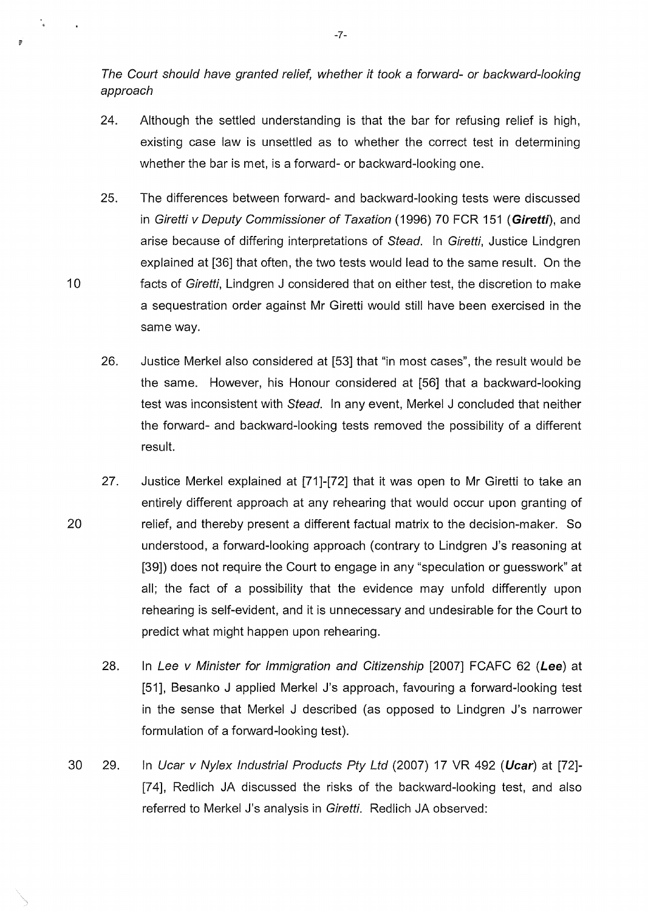*The Court should have granted relief, whether it took a forward- or backward-looking approach*

24. Although the settled understanding is that the bar for refusing relief is high, existing case law is unsettled as to whether the correct test in determining whether the bar is met, is a forward- or backward-looking one.

25. The differences between forward- and backward-looking tests were discussed in *Giretti v Deputy Commissioner of Taxation* (1996) 70 FCR 151 (***Giretti***), and arise because of differing interpretations of *Stead*. In *Giretti*, Justice Lindgren explained at [36] that often, the two tests would lead to the same result. On the facts of *Giretti*, Lindgren J considered that on either test, the discretion to make a sequestration order against Mr Giretti would still have been exercised in the same way.

26. Justice Merkel also considered at [53] that "in most cases", the result would be the same. However, his Honour considered at [56] that a backward-looking test was inconsistent with *Stead*. In any event, Merkel J concluded that neither the forward- and backward-looking tests removed the possibility of a different result.

27. Justice Merkel explained at [71]-[72] that it was open to Mr Giretti to take an entirely different approach at any rehearing that would occur upon granting of relief, and thereby present a different factual matrix to the decision-maker. So understood, a forward-looking approach (contrary to Lindgren J's reasoning at [39]) does not require the Court to engage in any "speculation or guesswork" at all; the fact of a possibility that the evidence may unfold differently upon rehearing is self-evident, and it is unnecessary and undesirable for the Court to predict what might happen upon rehearing.

28. In *Lee v Minister for Immigration and Citizenship* [2007] FCAFC 62 (***Lee***) at [51], Besanko J applied Merkel J's approach, favouring a forward-looking test in the sense that Merkel J described (as opposed to Lindgren J's narrower formulation of a forward-looking test).

29. In *Ucar v Nylex Industrial Products Pty Ltd* (2007) 17 VR 492 (***Ucar***) at [72]-[74], Redlich JA discussed the risks of the backward-looking test, and also referred to Merkel J's analysis in *Giretti*. Redlich JA observed: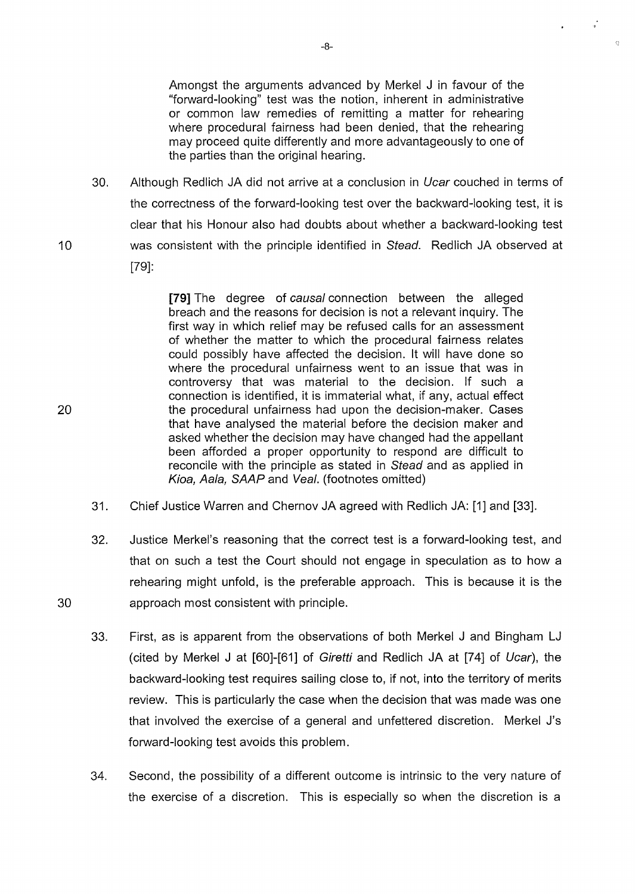> Amongst the arguments advanced by Merkel J in favour of the "forward-looking" test was the notion, inherent in administrative or common law remedies of remitting a matter for rehearing where procedural fairness had been denied, that the rehearing may proceed quite differently and more advantageously to one of the parties than the original hearing.

30. Although Redlich JA did not arrive at a conclusion in *Ucar* couched in terms of the correctness of the forward-looking test over the backward-looking test, it is clear that his Honour also had doubts about whether a backward-looking test was consistent with the principle identified in *Stead*. Redlich JA observed at [79]:

> **[79]** The degree of *causal* connection between the alleged breach and the reasons for decision is not a relevant inquiry. The first way in which relief may be refused calls for an assessment of whether the matter to which the procedural fairness relates could possibly have affected the decision. It will have done so where the procedural unfairness went to an issue that was in controversy that was material to the decision. If such a connection is identified, it is immaterial what, if any, actual effect the procedural unfairness had upon the decision-maker. Cases that have analysed the material before the decision maker and asked whether the decision may have changed had the appellant been afforded a proper opportunity to respond are difficult to reconcile with the principle as stated in *Stead* and as applied in *Kioa, Aala, SAAP* and *Veal*. (footnotes omitted)

31. Chief Justice Warren and Chernov JA agreed with Redlich JA: [1] and [33].

32. Justice Merkel's reasoning that the correct test is a forward-looking test, and that on such a test the Court should not engage in speculation as to how a rehearing might unfold, is the preferable approach. This is because it is the approach most consistent with principle.

33. First, as is apparent from the observations of both Merkel J and Bingham LJ (cited by Merkel J at [60]-[61] of *Giretti* and Redlich JA at [74] of *Ucar*), the backward-looking test requires sailing close to, if not, into the territory of merits review. This is particularly the case when the decision that was made was one that involved the exercise of a general and unfettered discretion. Merkel J's forward-looking test avoids this problem.

34. Second, the possibility of a different outcome is intrinsic to the very nature of the exercise of a discretion. This is especially so when the discretion is a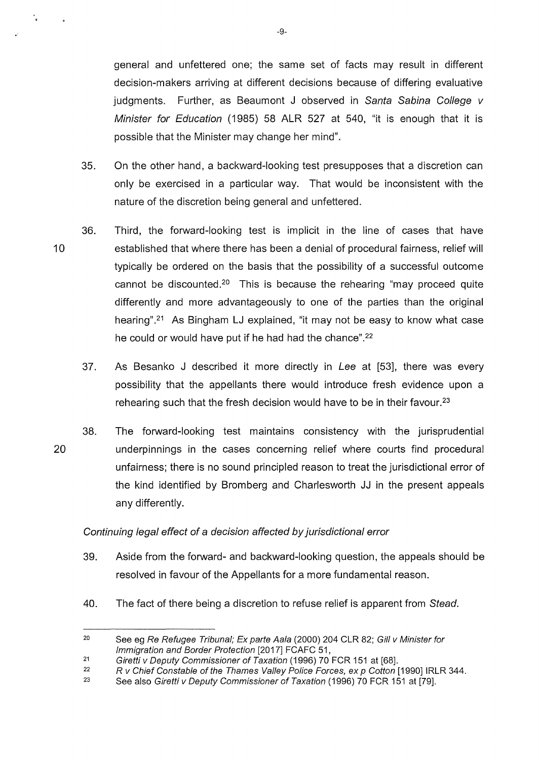general and unfettered one; the same set of facts may result in different decision-makers arriving at different decisions because of differing evaluative judgments. Further, as Beaumont J observed in *Santa Sabina College v Minister for Education* (1985) 58 ALR 527 at 540, "it is enough that it is possible that the Minister may change her mind".

35. On the other hand, a backward-looking test presupposes that a discretion can only be exercised in a particular way. That would be inconsistent with the nature of the discretion being general and unfettered.

36. Third, the forward-looking test is implicit in the line of cases that have established that where there has been a denial of procedural fairness, relief will typically be ordered on the basis that the possibility of a successful outcome cannot be discounted.[20] This is because the rehearing "may proceed quite differently and more advantageously to one of the parties than the original hearing".[21] As Bingham LJ explained, "it may not be easy to know what case he could or would have put if he had had the chance".[22]

37. As Besanko J described it more directly in *Lee* at [53], there was every possibility that the appellants there would introduce fresh evidence upon a rehearing such that the fresh decision would have to be in their favour.[23]

38. The forward-looking test maintains consistency with the jurisprudential underpinnings in the cases concerning relief where courts find procedural unfairness; there is no sound principled reason to treat the jurisdictional error of the kind identified by Bromberg and Charlesworth JJ in the present appeals any differently.

*Continuing legal effect of a decision affected by jurisdictional error*

39. Aside from the forward- and backward-looking question, the appeals should be resolved in favour of the Appellants for a more fundamental reason.

40. The fact of there being a discretion to refuse relief is apparent from *Stead*.

---

[20] See eg *Re Refugee Tribunal; Ex parte Aala* (2000) 204 CLR 82; *Gill v Minister for Immigration and Border Protection* [2017] FCAFC 51,

[21] *Giretti v Deputy Commissioner of Taxation* (1996) 70 FCR 151 at [68].

[22] *R v Chief Constable of the Thames Valley Police Forces, ex p Cotton* [1990] IRLR 344.

[23] See also *Giretti v Deputy Commissioner of Taxation* (1996) 70 FCR 151 at [79].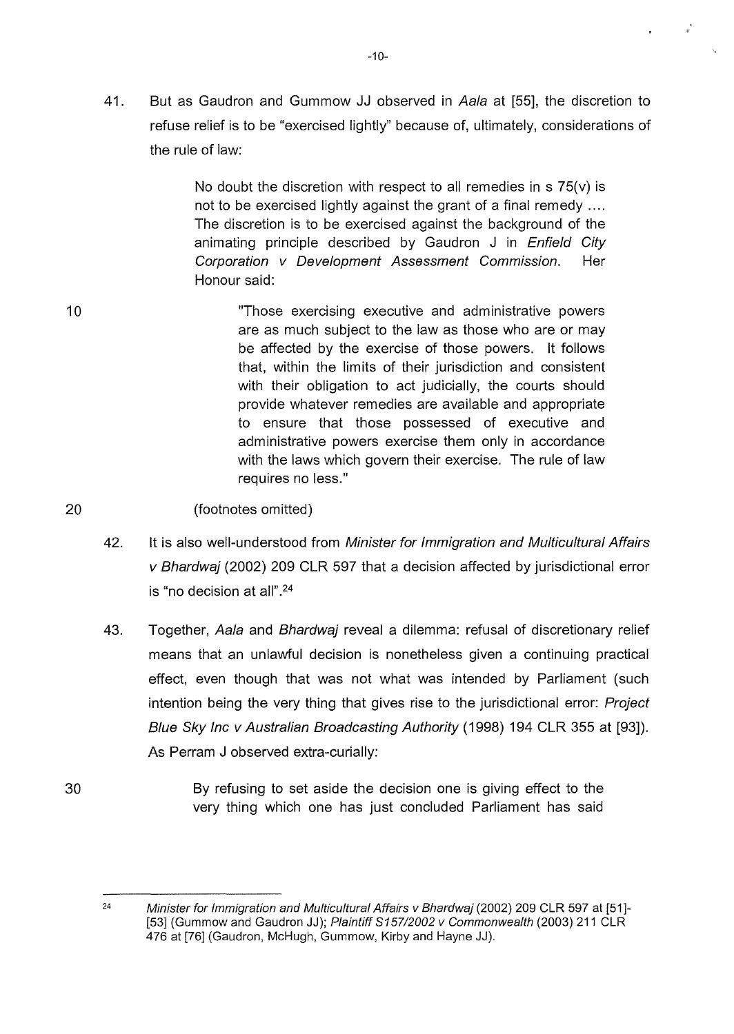41. But as Gaudron and Gummow JJ observed in *Aala* at [55], the discretion to refuse relief is to be "exercised lightly" because of, ultimately, considerations of the rule of law:

> No doubt the discretion with respect to all remedies in s 75(v) is not to be exercised lightly against the grant of a final remedy .... The discretion is to be exercised against the background of the animating principle described by Gaudron J in *Enfield City Corporation v Development Assessment Commission*. Her Honour said:
>
> > "Those exercising executive and administrative powers are as much subject to the law as those who are or may be affected by the exercise of those powers. It follows that, within the limits of their jurisdiction and consistent with their obligation to act judicially, the courts should provide whatever remedies are available and appropriate to ensure that those possessed of executive and administrative powers exercise them only in accordance with the laws which govern their exercise. The rule of law requires no less."
>
> (footnotes omitted)

42. It is also well-understood from *Minister for Immigration and Multicultural Affairs v Bhardwaj* (2002) 209 CLR 597 that a decision affected by jurisdictional error is "no decision at all".[24]

43. Together, *Aala* and *Bhardwaj* reveal a dilemma: refusal of discretionary relief means that an unlawful decision is nonetheless given a continuing practical effect, even though that was not what was intended by Parliament (such intention being the very thing that gives rise to the jurisdictional error: *Project Blue Sky Inc v Australian Broadcasting Authority* (1998) 194 CLR 355 at [93]). As Perram J observed extra-curially:

> By refusing to set aside the decision one is giving effect to the very thing which one has just concluded Parliament has said

---

[24] *Minister for Immigration and Multicultural Affairs v Bhardwaj* (2002) 209 CLR 597 at [51]-[53] (Gummow and Gaudron JJ); *Plaintiff S157/2002 v Commonwealth* (2003) 211 CLR 476 at [76] (Gaudron, McHugh, Gummow, Kirby and Hayne JJ).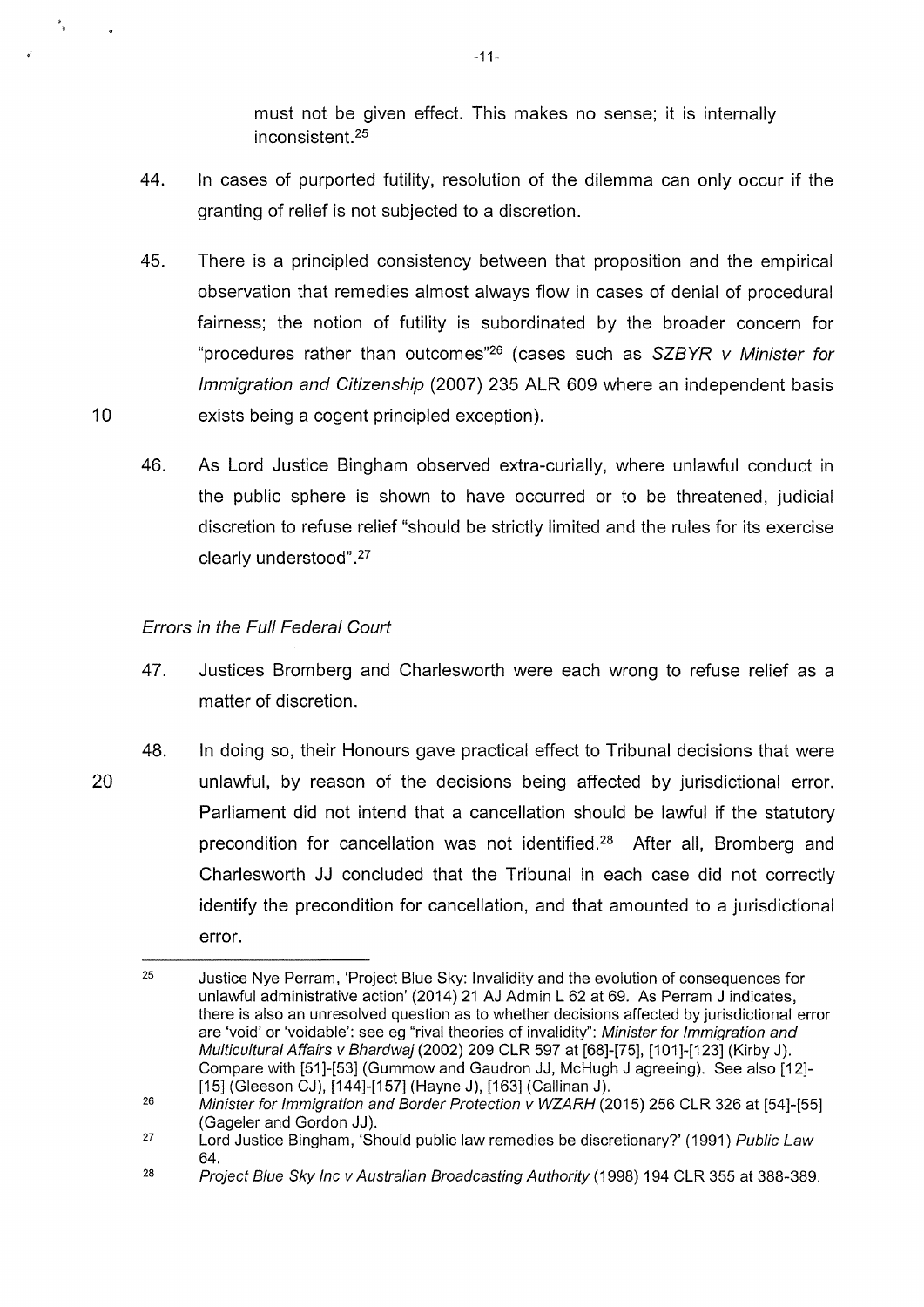must not be given effect. This makes no sense; it is internally inconsistent.[25]

44. In cases of purported futility, resolution of the dilemma can only occur if the granting of relief is not subjected to a discretion.

45. There is a principled consistency between that proposition and the empirical observation that remedies almost always flow in cases of denial of procedural fairness; the notion of futility is subordinated by the broader concern for "procedures rather than outcomes"[26] (cases such as *SZBYR v Minister for Immigration and Citizenship* (2007) 235 ALR 609 where an independent basis exists being a cogent principled exception).

46. As Lord Justice Bingham observed extra-curially, where unlawful conduct in the public sphere is shown to have occurred or to be threatened, judicial discretion to refuse relief "should be strictly limited and the rules for its exercise clearly understood".[27]

*Errors in the Full Federal Court*

47. Justices Bromberg and Charlesworth were each wrong to refuse relief as a matter of discretion.

48. In doing so, their Honours gave practical effect to Tribunal decisions that were unlawful, by reason of the decisions being affected by jurisdictional error. Parliament did not intend that a cancellation should be lawful if the statutory precondition for cancellation was not identified.[28] After all, Bromberg and Charlesworth JJ concluded that the Tribunal in each case did not correctly identify the precondition for cancellation, and that amounted to a jurisdictional error.

---

[25] Justice Nye Perram, 'Project Blue Sky: Invalidity and the evolution of consequences for unlawful administrative action' (2014) 21 AJ Admin L 62 at 69. As Perram J indicates, there is also an unresolved question as to whether decisions affected by jurisdictional error are 'void' or 'voidable': see eg "rival theories of invalidity": *Minister for Immigration and Multicultural Affairs v Bhardwaj* (2002) 209 CLR 597 at [68]-[75], [101]-[123] (Kirby J). Compare with [51]-[53] (Gummow and Gaudron JJ, McHugh J agreeing). See also [12]-[15] (Gleeson CJ), [144]-[157] (Hayne J), [163] (Callinan J).

[26] *Minister for Immigration and Border Protection v WZARH* (2015) 256 CLR 326 at [54]-[55] (Gageler and Gordon JJ).

[27] Lord Justice Bingham, 'Should public law remedies be discretionary?' (1991) *Public Law* 64.

[28] *Project Blue Sky Inc v Australian Broadcasting Authority* (1998) 194 CLR 355 at 388-389.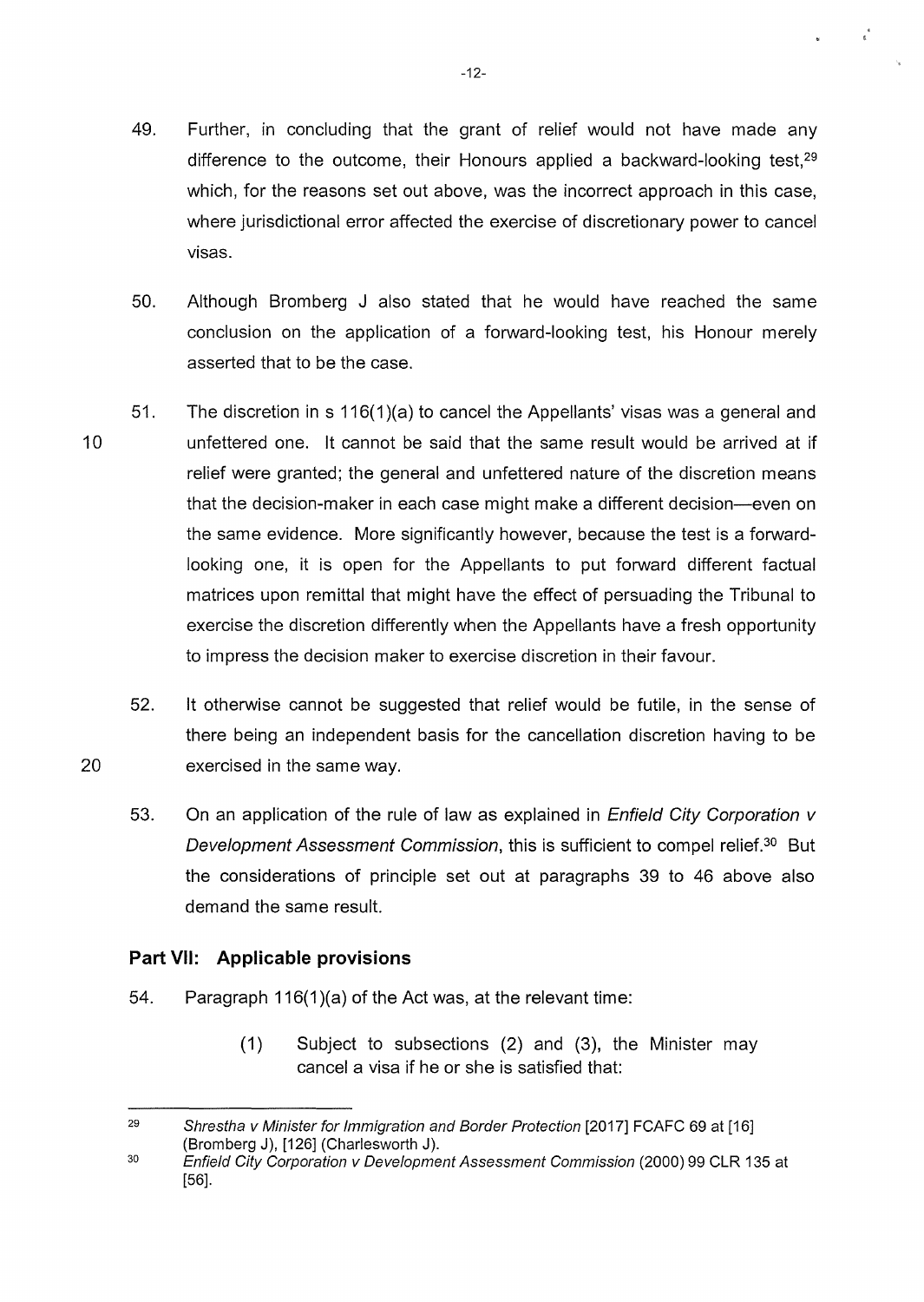49. Further, in concluding that the grant of relief would not have made any difference to the outcome, their Honours applied a backward-looking test,[29] which, for the reasons set out above, was the incorrect approach in this case, where jurisdictional error affected the exercise of discretionary power to cancel visas.

50. Although Bromberg J also stated that he would have reached the same conclusion on the application of a forward-looking test, his Honour merely asserted that to be the case.

51. The discretion in s 116(1)(a) to cancel the Appellants' visas was a general and unfettered one. It cannot be said that the same result would be arrived at if relief were granted; the general and unfettered nature of the discretion means that the decision-maker in each case might make a different decision—even on the same evidence. More significantly however, because the test is a forward-looking one, it is open for the Appellants to put forward different factual matrices upon remittal that might have the effect of persuading the Tribunal to exercise the discretion differently when the Appellants have a fresh opportunity to impress the decision maker to exercise discretion in their favour.

52. It otherwise cannot be suggested that relief would be futile, in the sense of there being an independent basis for the cancellation discretion having to be exercised in the same way.

53. On an application of the rule of law as explained in *Enfield City Corporation v Development Assessment Commission*, this is sufficient to compel relief.[30] But the considerations of principle set out at paragraphs 39 to 46 above also demand the same result.

## Part VII: Applicable provisions

54. Paragraph 116(1)(a) of the Act was, at the relevant time:

> (1) Subject to subsections (2) and (3), the Minister may cancel a visa if he or she is satisfied that:

---

[29] *Shrestha v Minister for Immigration and Border Protection* [2017] FCAFC 69 at [16] (Bromberg J), [126] (Charlesworth J).

[30] *Enfield City Corporation v Development Assessment Commission* (2000) 99 CLR 135 at [56].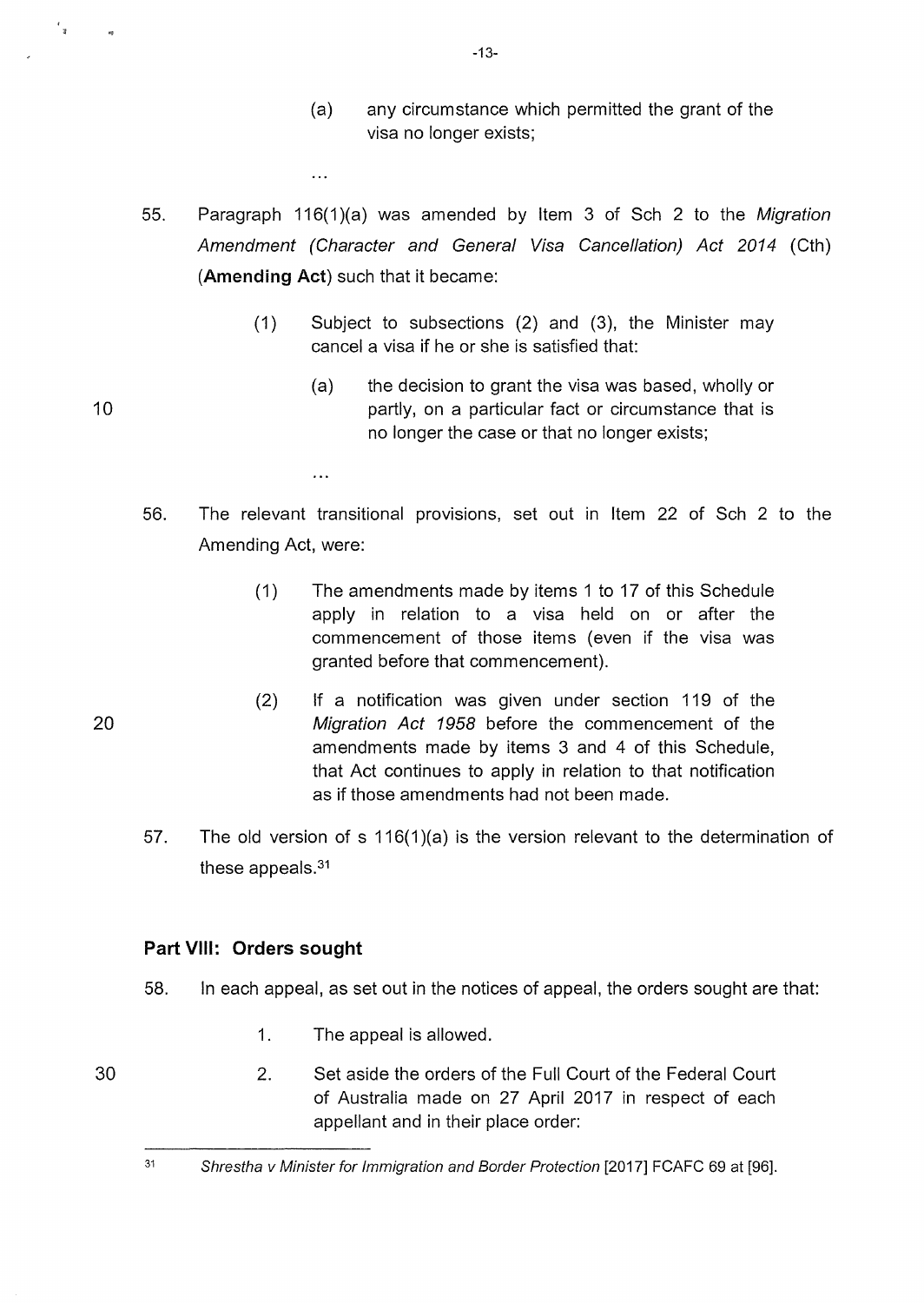> (a) any circumstance which permitted the grant of the visa no longer exists;
>
> ...

55. Paragraph 116(1)(a) was amended by Item 3 of Sch 2 to the *Migration Amendment (Character and General Visa Cancellation) Act 2014* (Cth) (**Amending Act**) such that it became:

> (1) Subject to subsections (2) and (3), the Minister may cancel a visa if he or she is satisfied that:
>
> > (a) the decision to grant the visa was based, wholly or partly, on a particular fact or circumstance that is no longer the case or that no longer exists;
> >
> > ...

56. The relevant transitional provisions, set out in Item 22 of Sch 2 to the Amending Act, were:

> (1) The amendments made by items 1 to 17 of this Schedule apply in relation to a visa held on or after the commencement of those items (even if the visa was granted before that commencement).
>
> (2) If a notification was given under section 119 of the *Migration Act 1958* before the commencement of the amendments made by items 3 and 4 of this Schedule, that Act continues to apply in relation to that notification as if those amendments had not been made.

57. The old version of s 116(1)(a) is the version relevant to the determination of these appeals.[31]

## Part VIII: Orders sought

58. In each appeal, as set out in the notices of appeal, the orders sought are that:

    1. The appeal is allowed.
    2. Set aside the orders of the Full Court of the Federal Court of Australia made on 27 April 2017 in respect of each appellant and in their place order:

---

[31] *Shrestha v Minister for Immigration and Border Protection* [2017] FCAFC 69 at [96].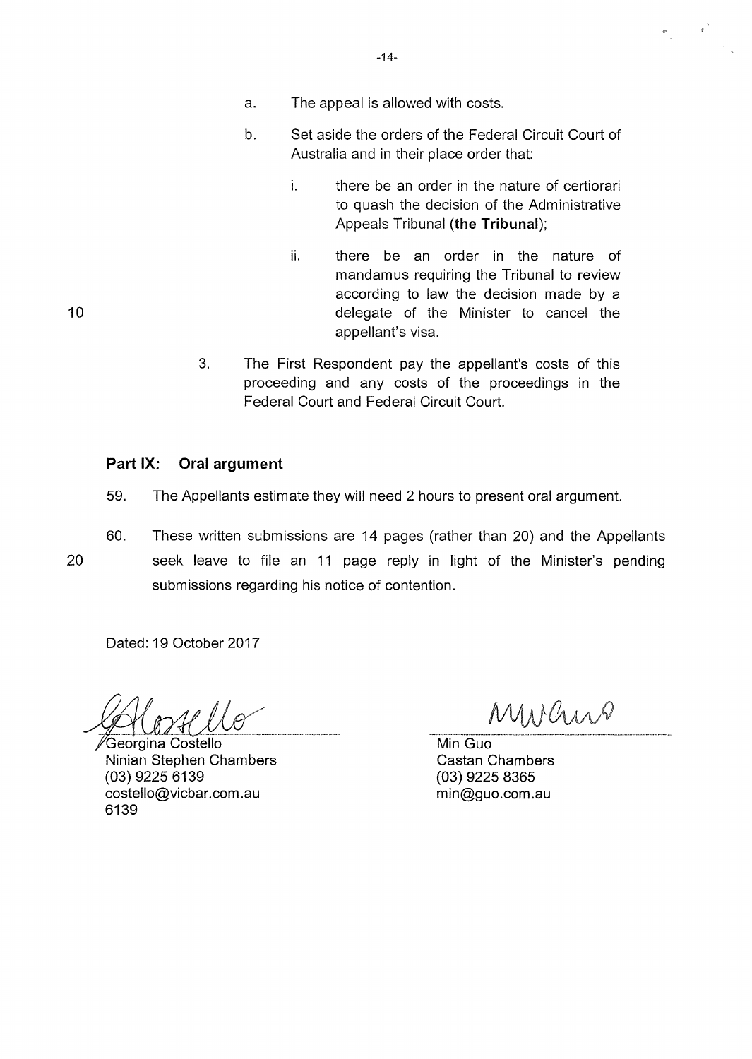a. The appeal is allowed with costs.

b. Set aside the orders of the Federal Circuit Court of Australia and in their place order that:

   i. there be an order in the nature of certiorari to quash the decision of the Administrative Appeals Tribunal (**the Tribunal**);

   ii. there be an order in the nature of mandamus requiring the Tribunal to review according to law the decision made by a delegate of the Minister to cancel the appellant's visa.

3. The First Respondent pay the appellant's costs of this proceeding and any costs of the proceedings in the Federal Court and Federal Circuit Court.

## Part IX: Oral argument

59. The Appellants estimate they will need 2 hours to present oral argument.

60. These written submissions are 14 pages (rather than 20) and the Appellants seek leave to file an 11 page reply in light of the Minister's pending submissions regarding his notice of contention.

Dated: 19 October 2017

Georgina Costello
Ninian Stephen Chambers
(03) 9225 6139
costello@vicbar.com.au
6139

Min Guo
Castan Chambers
(03) 9225 8365
min@guo.com.au